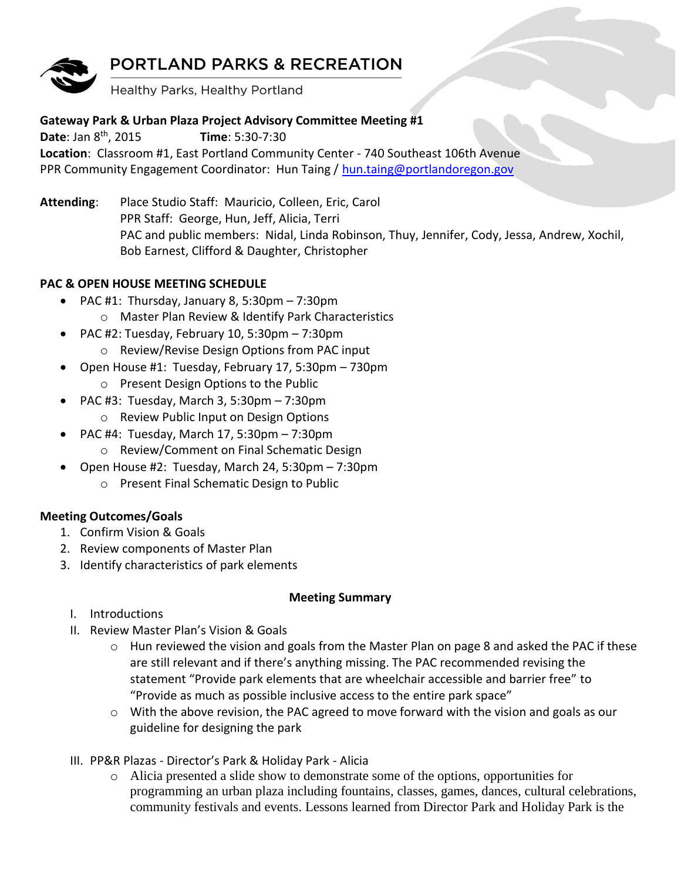# PORTLAND PARKS & RECREATION

Healthy Parks, Healthy Portland

**Gateway Park & Urban Plaza Project Advisory Committee Meeting #1**

**Date**: Jan 8th, 2015 **Time**: 5:30-7:30

**Location**: Classroom #1, East Portland Community Center - 740 Southeast 106th Avenue

PPR Community Engagement Coordinator: Hun Taing / hun.taing@portlandoregon.gov

**Attending**: Place Studio Staff: Mauricio, Colleen, Eric, Carol
PPR Staff: George, Hun, Jeff, Alicia, Terri
PAC and public members: Nidal, Linda Robinson, Thuy, Jennifer, Cody, Jessa, Andrew, Xochil, Bob Earnest, Clifford & Daughter, Christopher

**PAC & OPEN HOUSE MEETING SCHEDULE**

- PAC #1: Thursday, January 8, 5:30pm – 7:30pm
  - Master Plan Review & Identify Park Characteristics
- PAC #2: Tuesday, February 10, 5:30pm – 7:30pm
  - Review/Revise Design Options from PAC input
- Open House #1: Tuesday, February 17, 5:30pm – 730pm
  - Present Design Options to the Public
- PAC #3: Tuesday, March 3, 5:30pm – 7:30pm
  - Review Public Input on Design Options
- PAC #4: Tuesday, March 17, 5:30pm – 7:30pm
  - Review/Comment on Final Schematic Design
- Open House #2: Tuesday, March 24, 5:30pm – 7:30pm
  - Present Final Schematic Design to Public

**Meeting Outcomes/Goals**

1. Confirm Vision & Goals
2. Review components of Master Plan
3. Identify characteristics of park elements

**Meeting Summary**

I. Introductions

II. Review Master Plan's Vision & Goals
   - Hun reviewed the vision and goals from the Master Plan on page 8 and asked the PAC if these are still relevant and if there's anything missing. The PAC recommended revising the statement "Provide park elements that are wheelchair accessible and barrier free" to "Provide as much as possible inclusive access to the entire park space"
   - With the above revision, the PAC agreed to move forward with the vision and goals as our guideline for designing the park

III. PP&R Plazas - Director's Park & Holiday Park - Alicia
   - Alicia presented a slide show to demonstrate some of the options, opportunities for programming an urban plaza including fountains, classes, games, dances, cultural celebrations, community festivals and events. Lessons learned from Director Park and Holiday Park is the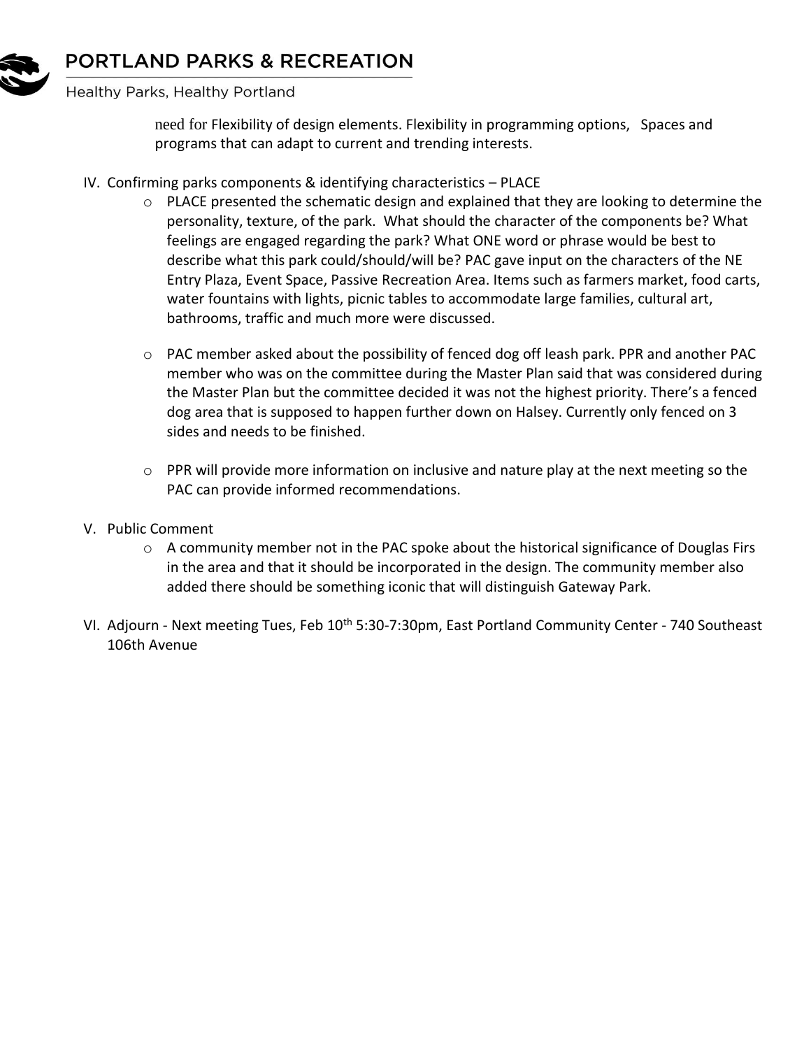need for Flexibility of design elements. Flexibility in programming options, Spaces and programs that can adapt to current and trending interests.

IV. Confirming parks components & identifying characteristics – PLACE
   - PLACE presented the schematic design and explained that they are looking to determine the personality, texture, of the park. What should the character of the components be? What feelings are engaged regarding the park? What ONE word or phrase would be best to describe what this park could/should/will be? PAC gave input on the characters of the NE Entry Plaza, Event Space, Passive Recreation Area. Items such as farmers market, food carts, water fountains with lights, picnic tables to accommodate large families, cultural art, bathrooms, traffic and much more were discussed.
   - PAC member asked about the possibility of fenced dog off leash park. PPR and another PAC member who was on the committee during the Master Plan said that was considered during the Master Plan but the committee decided it was not the highest priority. There's a fenced dog area that is supposed to happen further down on Halsey. Currently only fenced on 3 sides and needs to be finished.
   - PPR will provide more information on inclusive and nature play at the next meeting so the PAC can provide informed recommendations.

V. Public Comment
   - A community member not in the PAC spoke about the historical significance of Douglas Firs in the area and that it should be incorporated in the design. The community member also added there should be something iconic that will distinguish Gateway Park.

VI. Adjourn - Next meeting Tues, Feb 10th 5:30-7:30pm, East Portland Community Center - 740 Southeast 106th Avenue